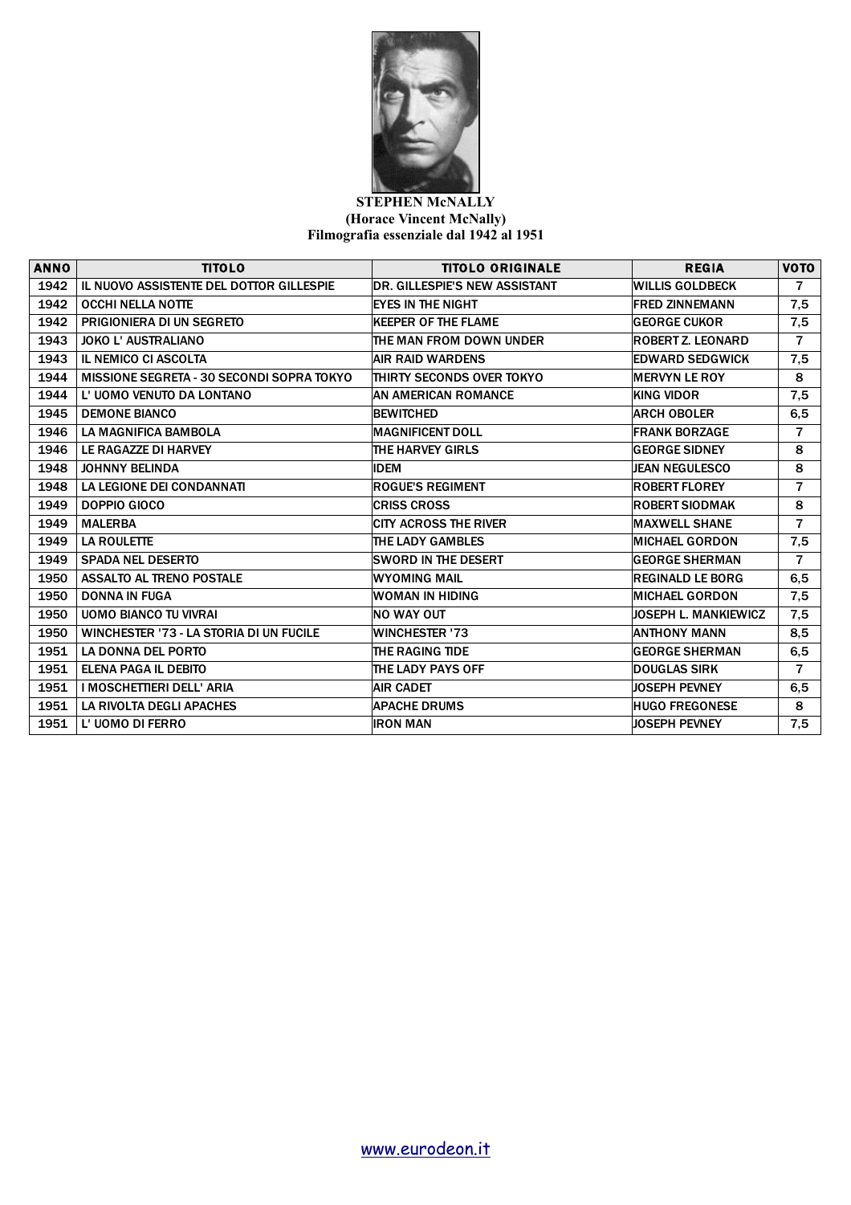**STEPHEN McNALLY**
**(Horace Vincent McNally)**
**Filmografia essenziale dal 1942 al 1951**

| ANNO | TITOLO | TITOLO ORIGINALE | REGIA | VOTO |
|---|---|---|---|---|
| 1942 | IL NUOVO ASSISTENTE DEL DOTTOR GILLESPIE | DR. GILLESPIE'S NEW ASSISTANT | WILLIS GOLDBECK | 7 |
| 1942 | OCCHI NELLA NOTTE | EYES IN THE NIGHT | FRED ZINNEMANN | 7,5 |
| 1942 | PRIGIONIERA DI UN SEGRETO | KEEPER OF THE FLAME | GEORGE CUKOR | 7,5 |
| 1943 | JOKO L' AUSTRALIANO | THE MAN FROM DOWN UNDER | ROBERT Z. LEONARD | 7 |
| 1943 | IL NEMICO CI ASCOLTA | AIR RAID WARDENS | EDWARD SEDGWICK | 7,5 |
| 1944 | MISSIONE SEGRETA - 30 SECONDI SOPRA TOKYO | THIRTY SECONDS OVER TOKYO | MERVYN LE ROY | 8 |
| 1944 | L' UOMO VENUTO DA LONTANO | AN AMERICAN ROMANCE | KING VIDOR | 7,5 |
| 1945 | DEMONE BIANCO | BEWITCHED | ARCH OBOLER | 6,5 |
| 1946 | LA MAGNIFICA BAMBOLA | MAGNIFICENT DOLL | FRANK BORZAGE | 7 |
| 1946 | LE RAGAZZE DI HARVEY | THE HARVEY GIRLS | GEORGE SIDNEY | 8 |
| 1948 | JOHNNY BELINDA | IDEM | JEAN NEGULESCO | 8 |
| 1948 | LA LEGIONE DEI CONDANNATI | ROGUE'S REGIMENT | ROBERT FLOREY | 7 |
| 1949 | DOPPIO GIOCO | CRISS CROSS | ROBERT SIODMAK | 8 |
| 1949 | MALERBA | CITY ACROSS THE RIVER | MAXWELL SHANE | 7 |
| 1949 | LA ROULETTE | THE LADY GAMBLES | MICHAEL GORDON | 7,5 |
| 1949 | SPADA NEL DESERTO | SWORD IN THE DESERT | GEORGE SHERMAN | 7 |
| 1950 | ASSALTO AL TRENO POSTALE | WYOMING MAIL | REGINALD LE BORG | 6,5 |
| 1950 | DONNA IN FUGA | WOMAN IN HIDING | MICHAEL GORDON | 7,5 |
| 1950 | UOMO BIANCO TU VIVRAI | NO WAY OUT | JOSEPH L. MANKIEWICZ | 7,5 |
| 1950 | WINCHESTER '73 - LA STORIA DI UN FUCILE | WINCHESTER '73 | ANTHONY MANN | 8,5 |
| 1951 | LA DONNA DEL PORTO | THE RAGING TIDE | GEORGE SHERMAN | 6,5 |
| 1951 | ELENA PAGA IL DEBITO | THE LADY PAYS OFF | DOUGLAS SIRK | 7 |
| 1951 | I MOSCHETTIERI DELL' ARIA | AIR CADET | JOSEPH PEVNEY | 6,5 |
| 1951 | LA RIVOLTA DEGLI APACHES | APACHE DRUMS | HUGO FREGONESE | 8 |
| 1951 | L' UOMO DI FERRO | IRON MAN | JOSEPH PEVNEY | 7,5 |

www.eurodeon.it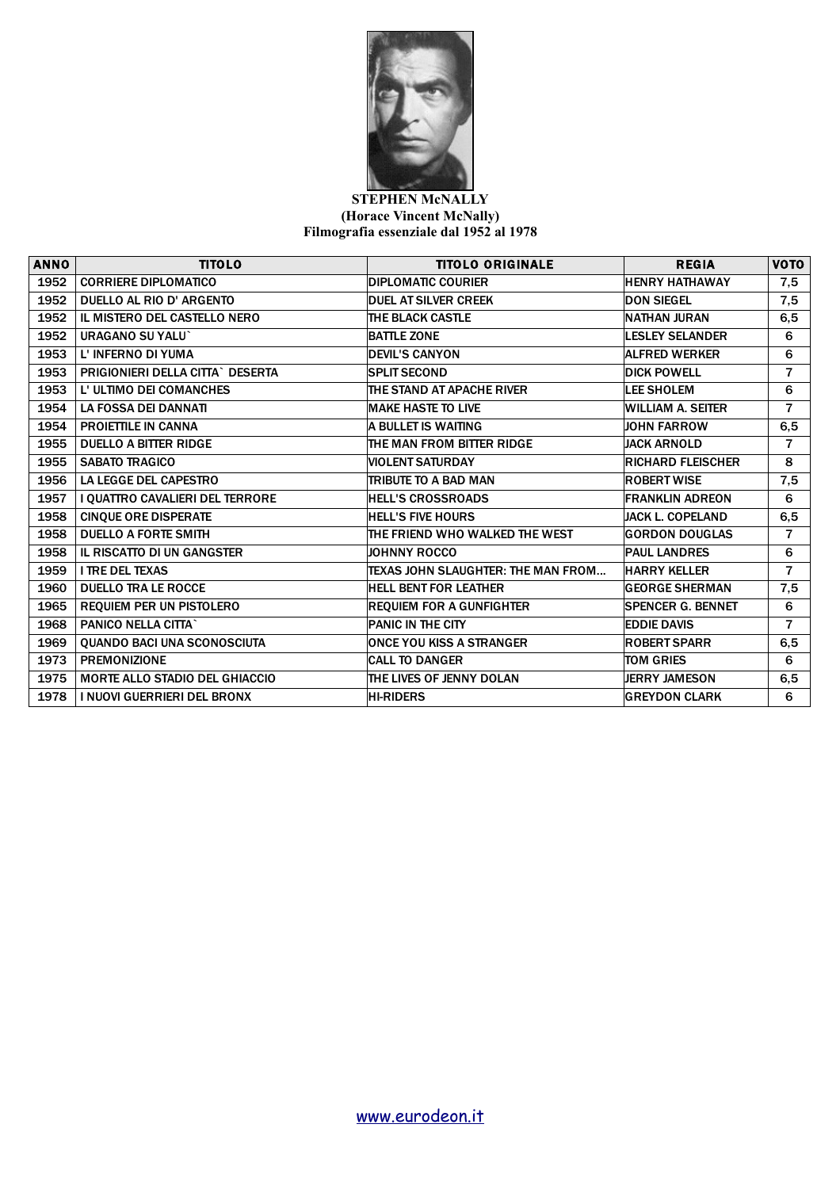**STEPHEN McNALLY**
**(Horace Vincent McNally)**
**Filmografia essenziale dal 1952 al 1978**

| ANNO | TITOLO | TITOLO ORIGINALE | REGIA | VOTO |
|---|---|---|---|---|
| 1952 | CORRIERE DIPLOMATICO | DIPLOMATIC COURIER | HENRY HATHAWAY | 7,5 |
| 1952 | DUELLO AL RIO D' ARGENTO | DUEL AT SILVER CREEK | DON SIEGEL | 7,5 |
| 1952 | IL MISTERO DEL CASTELLO NERO | THE BLACK CASTLE | NATHAN JURAN | 6,5 |
| 1952 | URAGANO SU YALU` | BATTLE ZONE | LESLEY SELANDER | 6 |
| 1953 | L' INFERNO DI YUMA | DEVIL'S CANYON | ALFRED WERKER | 6 |
| 1953 | PRIGIONIERI DELLA CITTA` DESERTA | SPLIT SECOND | DICK POWELL | 7 |
| 1953 | L' ULTIMO DEI COMANCHES | THE STAND AT APACHE RIVER | LEE SHOLEM | 6 |
| 1954 | LA FOSSA DEI DANNATI | MAKE HASTE TO LIVE | WILLIAM A. SEITER | 7 |
| 1954 | PROIETTILE IN CANNA | A BULLET IS WAITING | JOHN FARROW | 6,5 |
| 1955 | DUELLO A BITTER RIDGE | THE MAN FROM BITTER RIDGE | JACK ARNOLD | 7 |
| 1955 | SABATO TRAGICO | VIOLENT SATURDAY | RICHARD FLEISCHER | 8 |
| 1956 | LA LEGGE DEL CAPESTRO | TRIBUTE TO A BAD MAN | ROBERT WISE | 7,5 |
| 1957 | I QUATTRO CAVALIERI DEL TERRORE | HELL'S CROSSROADS | FRANKLIN ADREON | 6 |
| 1958 | CINQUE ORE DISPERATE | HELL'S FIVE HOURS | JACK L. COPELAND | 6,5 |
| 1958 | DUELLO A FORTE SMITH | THE FRIEND WHO WALKED THE WEST | GORDON DOUGLAS | 7 |
| 1958 | IL RISCATTO DI UN GANGSTER | JOHNNY ROCCO | PAUL LANDRES | 6 |
| 1959 | I TRE DEL TEXAS | TEXAS JOHN SLAUGHTER: THE MAN FROM... | HARRY KELLER | 7 |
| 1960 | DUELLO TRA LE ROCCE | HELL BENT FOR LEATHER | GEORGE SHERMAN | 7,5 |
| 1965 | REQUIEM PER UN PISTOLERO | REQUIEM FOR A GUNFIGHTER | SPENCER G. BENNET | 6 |
| 1968 | PANICO NELLA CITTA` | PANIC IN THE CITY | EDDIE DAVIS | 7 |
| 1969 | QUANDO BACI UNA SCONOSCIUTA | ONCE YOU KISS A STRANGER | ROBERT SPARR | 6,5 |
| 1973 | PREMONIZIONE | CALL TO DANGER | TOM GRIES | 6 |
| 1975 | MORTE ALLO STADIO DEL GHIACCIO | THE LIVES OF JENNY DOLAN | JERRY JAMESON | 6,5 |
| 1978 | I NUOVI GUERRIERI DEL BRONX | HI-RIDERS | GREYDON CLARK | 6 |

www.eurodeon.it